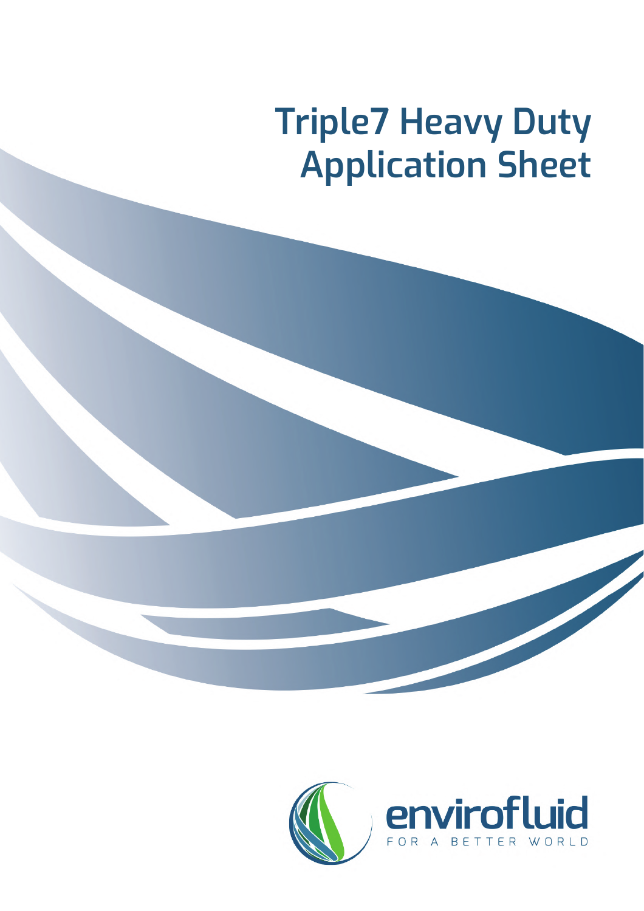# Triple7 Heavy Duty Application Sheet

envirofluid

FOR A BETTER WORLD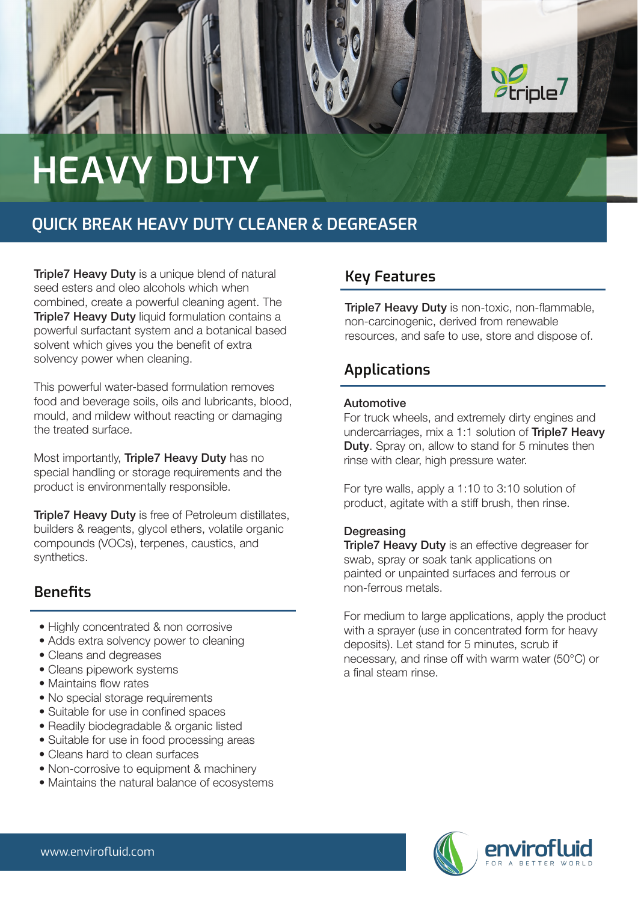# HEAVY DUTY

## QUICK BREAK HEAVY DUTY CLEANER & DEGREASER

**Triple7 Heavy Duty** is a unique blend of natural seed esters and oleo alcohols which when combined, create a powerful cleaning agent. The **Triple7 Heavy Duty** liquid formulation contains a powerful surfactant system and a botanical based solvent which gives you the benefit of extra solvency power when cleaning.

This powerful water-based formulation removes food and beverage soils, oils and lubricants, blood, mould, and mildew without reacting or damaging the treated surface.

Most importantly, **Triple7 Heavy Duty** has no special handling or storage requirements and the product is environmentally responsible.

**Triple7 Heavy Duty** is free of Petroleum distillates, builders & reagents, glycol ethers, volatile organic compounds (VOCs), terpenes, caustics, and synthetics.

### Benefits

- Highly concentrated & non corrosive
- Adds extra solvency power to cleaning
- Cleans and degreases
- Cleans pipework systems
- Maintains flow rates
- No special storage requirements
- Suitable for use in confined spaces
- Readily biodegradable & organic listed
- Suitable for use in food processing areas
- Cleans hard to clean surfaces
- Non-corrosive to equipment & machinery
- Maintains the natural balance of ecosystems

### Key Features

**Triple7 Heavy Duty** is non-toxic, non-flammable, non-carcinogenic, derived from renewable resources, and safe to use, store and dispose of.

### Applications

**Automotive**

For truck wheels, and extremely dirty engines and undercarriages, mix a 1:1 solution of **Triple7 Heavy Duty**. Spray on, allow to stand for 5 minutes then rinse with clear, high pressure water.

For tyre walls, apply a 1:10 to 3:10 solution of product, agitate with a stiff brush, then rinse.

**Degreasing**

**Triple7 Heavy Duty** is an effective degreaser for swab, spray or soak tank applications on painted or unpainted surfaces and ferrous or non-ferrous metals.

For medium to large applications, apply the product with a sprayer (use in concentrated form for heavy deposits). Let stand for 5 minutes, scrub if necessary, and rinse off with warm water (50°C) or a final steam rinse.

www.envirofluid.com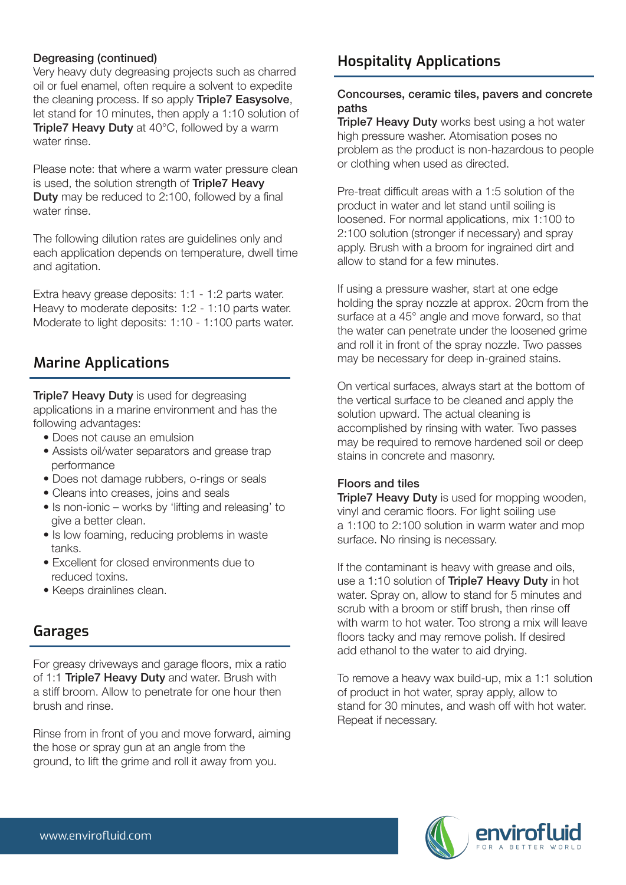**Degreasing (continued)**

Very heavy duty degreasing projects such as charred oil or fuel enamel, often require a solvent to expedite the cleaning process. If so apply **Triple7 Easysolve**, let stand for 10 minutes, then apply a 1:10 solution of **Triple7 Heavy Duty** at 40°C, followed by a warm water rinse.

Please note: that where a warm water pressure clean is used, the solution strength of **Triple7 Heavy Duty** may be reduced to 2:100, followed by a final water rinse.

The following dilution rates are guidelines only and each application depends on temperature, dwell time and agitation.

Extra heavy grease deposits: 1:1 - 1:2 parts water.
Heavy to moderate deposits: 1:2 - 1:10 parts water.
Moderate to light deposits: 1:10 - 1:100 parts water.

## Marine Applications

**Triple7 Heavy Duty** is used for degreasing applications in a marine environment and has the following advantages:

- Does not cause an emulsion
- Assists oil/water separators and grease trap performance
- Does not damage rubbers, o-rings or seals
- Cleans into creases, joins and seals
- Is non-ionic – works by 'lifting and releasing' to give a better clean.
- Is low foaming, reducing problems in waste tanks.
- Excellent for closed environments due to reduced toxins.
- Keeps drainlines clean.

## Garages

For greasy driveways and garage floors, mix a ratio of 1:1 **Triple7 Heavy Duty** and water. Brush with a stiff broom. Allow to penetrate for one hour then brush and rinse.

Rinse from in front of you and move forward, aiming the hose or spray gun at an angle from the ground, to lift the grime and roll it away from you.

## Hospitality Applications

**Concourses, ceramic tiles, pavers and concrete paths**

**Triple7 Heavy Duty** works best using a hot water high pressure washer. Atomisation poses no problem as the product is non-hazardous to people or clothing when used as directed.

Pre-treat difficult areas with a 1:5 solution of the product in water and let stand until soiling is loosened. For normal applications, mix 1:100 to 2:100 solution (stronger if necessary) and spray apply. Brush with a broom for ingrained dirt and allow to stand for a few minutes.

If using a pressure washer, start at one edge holding the spray nozzle at approx. 20cm from the surface at a 45° angle and move forward, so that the water can penetrate under the loosened grime and roll it in front of the spray nozzle. Two passes may be necessary for deep in-grained stains.

On vertical surfaces, always start at the bottom of the vertical surface to be cleaned and apply the solution upward. The actual cleaning is accomplished by rinsing with water. Two passes may be required to remove hardened soil or deep stains in concrete and masonry.

**Floors and tiles**

**Triple7 Heavy Duty** is used for mopping wooden, vinyl and ceramic floors. For light soiling use a 1:100 to 2:100 solution in warm water and mop surface. No rinsing is necessary.

If the contaminant is heavy with grease and oils, use a 1:10 solution of **Triple7 Heavy Duty** in hot water. Spray on, allow to stand for 5 minutes and scrub with a broom or stiff brush, then rinse off with warm to hot water. Too strong a mix will leave floors tacky and may remove polish. If desired add ethanol to the water to aid drying.

To remove a heavy wax build-up, mix a 1:1 solution of product in hot water, spray apply, allow to stand for 30 minutes, and wash off with hot water. Repeat if necessary.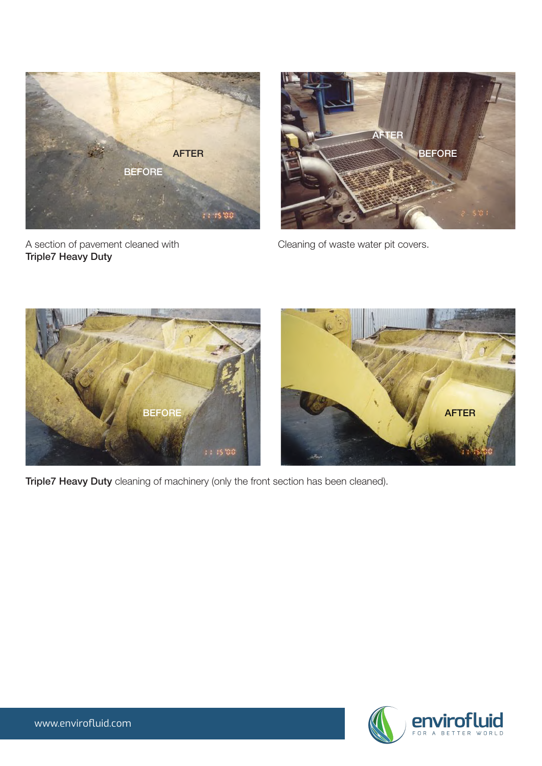A section of pavement cleaned with **Triple7 Heavy Duty**

Cleaning of waste water pit covers.

**Triple7 Heavy Duty** cleaning of machinery (only the front section has been cleaned).